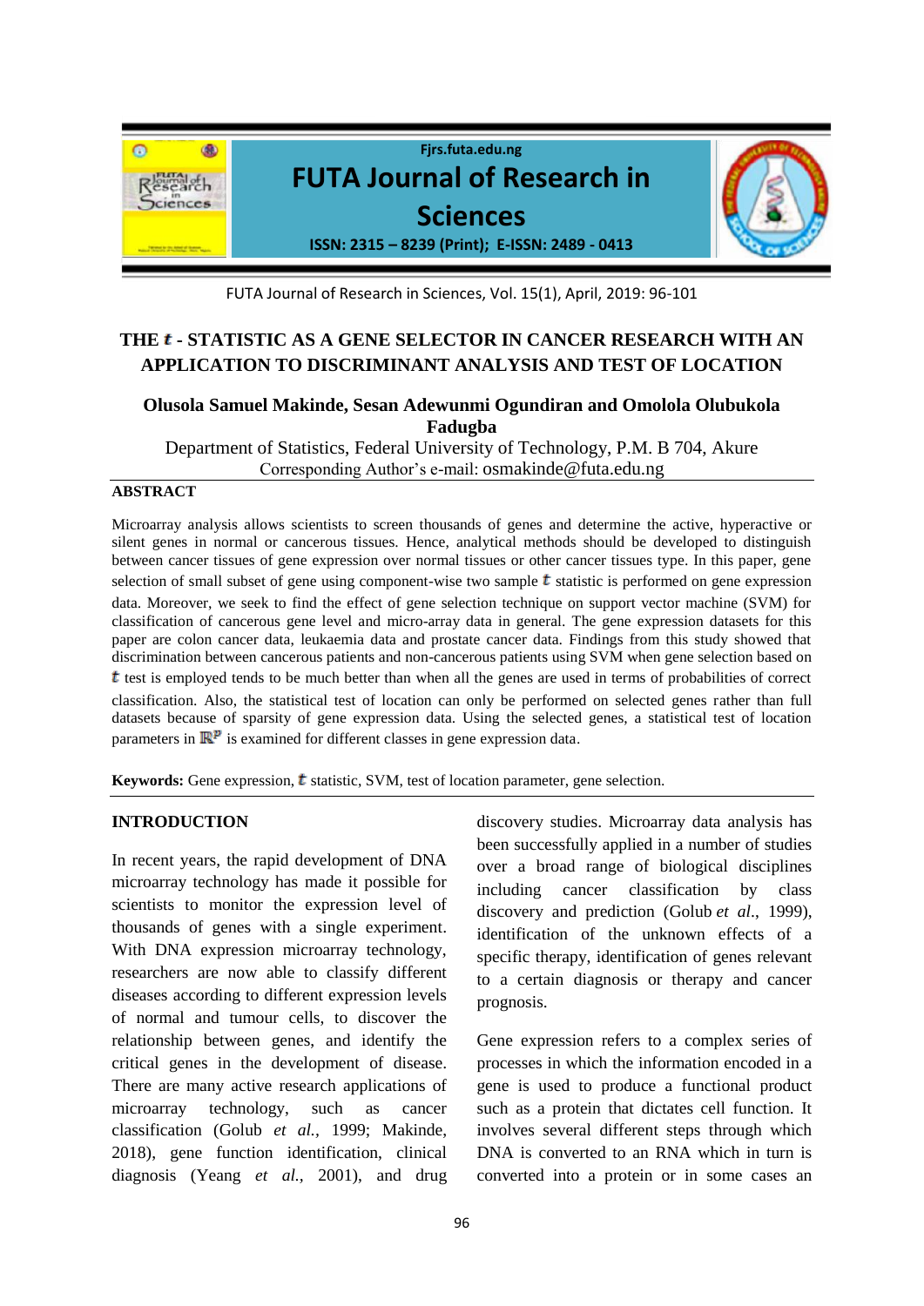# THE $t$ - STATISTIC AS A GENE SELECTOR IN CANCER RESEARCH WITH AN APPLICATION TO DISCRIMINANT ANALYSIS AND TEST OF LOCATION

**Olusola Samuel Makinde, Sesan Adewunmi Ogundiran and Omolola Olubukola Fadugba**

Department of Statistics, Federal University of Technology, P.M. B 704, Akure

Corresponding Author's e-mail: osmakinde@futa.edu.ng

## ABSTRACT

Microarray analysis allows scientists to screen thousands of genes and determine the active, hyperactive or silent genes in normal or cancerous tissues. Hence, analytical methods should be developed to distinguish between cancer tissues of gene expression over normal tissues or other cancer tissues type. In this paper, gene selection of small subset of gene using component-wise two sample $t$ statistic is performed on gene expression data. Moreover, we seek to find the effect of gene selection technique on support vector machine (SVM) for classification of cancerous gene level and micro-array data in general. The gene expression datasets for this paper are colon cancer data, leukaemia data and prostate cancer data. Findings from this study showed that discrimination between cancerous patients and non-cancerous patients using SVM when gene selection based on $t$ test is employed tends to be much better than when all the genes are used in terms of probabilities of correct classification. Also, the statistical test of location can only be performed on selected genes rather than full datasets because of sparsity of gene expression data. Using the selected genes, a statistical test of location parameters in $\mathbb{R}^p$ is examined for different classes in gene expression data.

**Keywords:** Gene expression, $t$ statistic, SVM, test of location parameter, gene selection.

## INTRODUCTION

In recent years, the rapid development of DNA microarray technology has made it possible for scientists to monitor the expression level of thousands of genes with a single experiment. With DNA expression microarray technology, researchers are now able to classify different diseases according to different expression levels of normal and tumour cells, to discover the relationship between genes, and identify the critical genes in the development of disease. There are many active research applications of microarray technology, such as cancer classification (Golub *et al.*, 1999; Makinde, 2018), gene function identification, clinical diagnosis (Yeang *et al.*, 2001), and drug discovery studies. Microarray data analysis has been successfully applied in a number of studies over a broad range of biological disciplines including cancer classification by class discovery and prediction (Golub *et al.*, 1999), identification of the unknown effects of a specific therapy, identification of genes relevant to a certain diagnosis or therapy and cancer prognosis.

Gene expression refers to a complex series of processes in which the information encoded in a gene is used to produce a functional product such as a protein that dictates cell function. It involves several different steps through which DNA is converted to an RNA which in turn is converted into a protein or in some cases an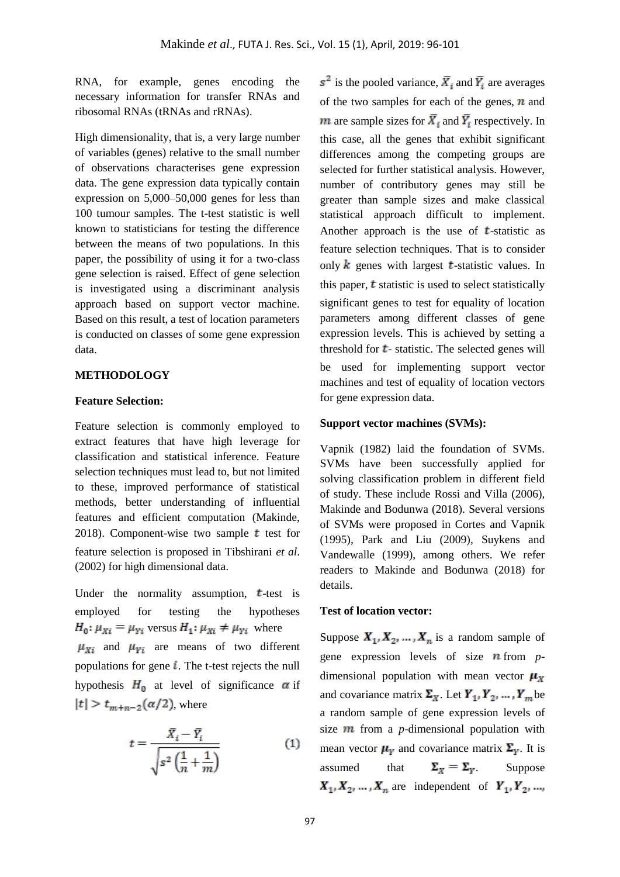RNA, for example, genes encoding the necessary information for transfer RNAs and ribosomal RNAs (tRNAs and rRNAs).

High dimensionality, that is, a very large number of variables (genes) relative to the small number of observations characterises gene expression data. The gene expression data typically contain expression on 5,000–50,000 genes for less than 100 tumour samples. The t-test statistic is well known to statisticians for testing the difference between the means of two populations. In this paper, the possibility of using it for a two-class gene selection is raised. Effect of gene selection is investigated using a discriminant analysis approach based on support vector machine. Based on this result, a test of location parameters is conducted on classes of some gene expression data.

## METHODOLOGY

### Feature Selection:

Feature selection is commonly employed to extract features that have high leverage for classification and statistical inference. Feature selection techniques must lead to, but not limited to these, improved performance of statistical methods, better understanding of influential features and efficient computation (Makinde, 2018). Component-wise two sample $t$ test for feature selection is proposed in Tibshirani *et al*. (2002) for high dimensional data.

Under the normality assumption, $t$-test is employed for testing the hypotheses $H_0: \mu_{Xi} = \mu_{Yi}$ versus $H_1: \mu_{Xi} \neq \mu_{Yi}$ where $\mu_{Xi}$ and $\mu_{Yi}$ are means of two different populations for gene $i$. The t-test rejects the null hypothesis $H_0$ at level of significance $\alpha$ if $|t| > t_{m+n-2}(\alpha/2)$, where

$$t = \frac{\bar{X}_i - \bar{Y}_i}{\sqrt{s^2\left(\frac{1}{n} + \frac{1}{m}\right)}} \qquad (1)$$

$s^2$ is the pooled variance, $\bar{X}_i$ and $\bar{Y}_i$ are averages of the two samples for each of the genes, $n$ and $m$ are sample sizes for $\bar{X}_i$ and $\bar{Y}_i$ respectively. In this case, all the genes that exhibit significant differences among the competing groups are selected for further statistical analysis. However, number of contributory genes may still be greater than sample sizes and make classical statistical approach difficult to implement. Another approach is the use of $t$-statistic as feature selection techniques. That is to consider only $k$ genes with largest $t$-statistic values. In this paper, $t$ statistic is used to select statistically significant genes to test for equality of location parameters among different classes of gene expression levels. This is achieved by setting a threshold for $t$- statistic. The selected genes will be used for implementing support vector machines and test of equality of location vectors for gene expression data.

### Support vector machines (SVMs):

Vapnik (1982) laid the foundation of SVMs. SVMs have been successfully applied for solving classification problem in different field of study. These include Rossi and Villa (2006), Makinde and Bodunwa (2018). Several versions of SVMs were proposed in Cortes and Vapnik (1995), Park and Liu (2009), Suykens and Vandewalle (1999), among others. We refer readers to Makinde and Bodunwa (2018) for details.

### Test of location vector:

Suppose $\boldsymbol{X}_1, \boldsymbol{X}_2, \ldots, \boldsymbol{X}_n$ is a random sample of gene expression levels of size $n$ from $p$-dimensional population with mean vector $\boldsymbol{\mu}_X$ and covariance matrix $\boldsymbol{\Sigma}_X$. Let $\boldsymbol{Y}_1, \boldsymbol{Y}_2, \ldots, \boldsymbol{Y}_m$ be a random sample of gene expression levels of size $m$ from a $p$-dimensional population with mean vector $\boldsymbol{\mu}_Y$ and covariance matrix $\boldsymbol{\Sigma}_Y$. It is assumed that $\boldsymbol{\Sigma}_X = \boldsymbol{\Sigma}_Y$. Suppose $\boldsymbol{X}_1, \boldsymbol{X}_2, \ldots, \boldsymbol{X}_n$ are independent of $\boldsymbol{Y}_1, \boldsymbol{Y}_2, \ldots,$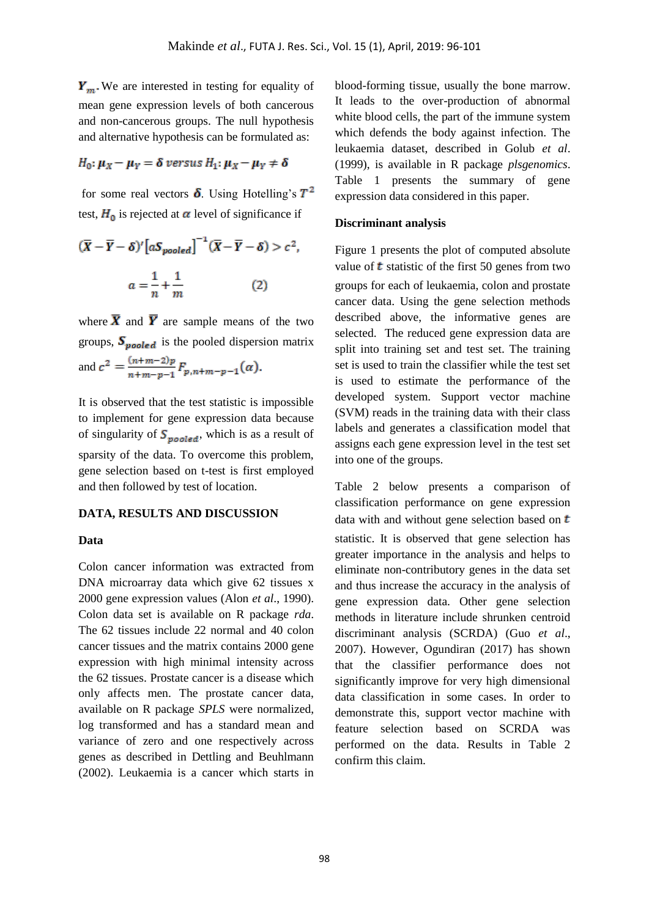$Y_m$. We are interested in testing for equality of mean gene expression levels of both cancerous and non-cancerous groups. The null hypothesis and alternative hypothesis can be formulated as:

$$H_0: \mu_X - \mu_Y = \delta \text{ versus } H_1: \mu_X - \mu_Y \neq \delta$$

for some real vectors $\delta$. Using Hotelling's $T^2$ test, $H_0$ is rejected at $\alpha$ level of significance if

$$(\bar{X} - \bar{Y} - \delta)'\left[aS_{pooled}\right]^{-1}(\bar{X} - \bar{Y} - \delta) > c^2,$$

$$a = \frac{1}{n} + \frac{1}{m} \qquad (2)$$

where $\bar{X}$ and $\bar{Y}$ are sample means of the two groups, $S_{pooled}$ is the pooled dispersion matrix and $c^2 = \frac{(n+m-2)p}{n+m-p-1} F_{p,n+m-p-1}(\alpha)$.

It is observed that the test statistic is impossible to implement for gene expression data because of singularity of $S_{pooled}$, which is as a result of sparsity of the data. To overcome this problem, gene selection based on t-test is first employed and then followed by test of location.

## DATA, RESULTS AND DISCUSSION

### Data

Colon cancer information was extracted from DNA microarray data which give 62 tissues x 2000 gene expression values (Alon *et al*., 1990). Colon data set is available on R package *rda*. The 62 tissues include 22 normal and 40 colon cancer tissues and the matrix contains 2000 gene expression with high minimal intensity across the 62 tissues. Prostate cancer is a disease which only affects men. The prostate cancer data, available on R package *SPLS* were normalized, log transformed and has a standard mean and variance of zero and one respectively across genes as described in Dettling and Beuhlmann (2002). Leukaemia is a cancer which starts in blood-forming tissue, usually the bone marrow. It leads to the over-production of abnormal white blood cells, the part of the immune system which defends the body against infection. The leukaemia dataset, described in Golub *et al*. (1999), is available in R package *plsgenomics*. Table 1 presents the summary of gene expression data considered in this paper.

### Discriminant analysis

Figure 1 presents the plot of computed absolute value of $t$ statistic of the first 50 genes from two groups for each of leukaemia, colon and prostate cancer data. Using the gene selection methods described above, the informative genes are selected. The reduced gene expression data are split into training set and test set. The training set is used to train the classifier while the test set is used to estimate the performance of the developed system. Support vector machine (SVM) reads in the training data with their class labels and generates a classification model that assigns each gene expression level in the test set into one of the groups.

Table 2 below presents a comparison of classification performance on gene expression data with and without gene selection based on $t$ statistic. It is observed that gene selection has greater importance in the analysis and helps to eliminate non-contributory genes in the data set and thus increase the accuracy in the analysis of gene expression data. Other gene selection methods in literature include shrunken centroid discriminant analysis (SCRDA) (Guo *et al*., 2007). However, Ogundiran (2017) has shown that the classifier performance does not significantly improve for very high dimensional data classification in some cases. In order to demonstrate this, support vector machine with feature selection based on SCRDA was performed on the data. Results in Table 2 confirm this claim.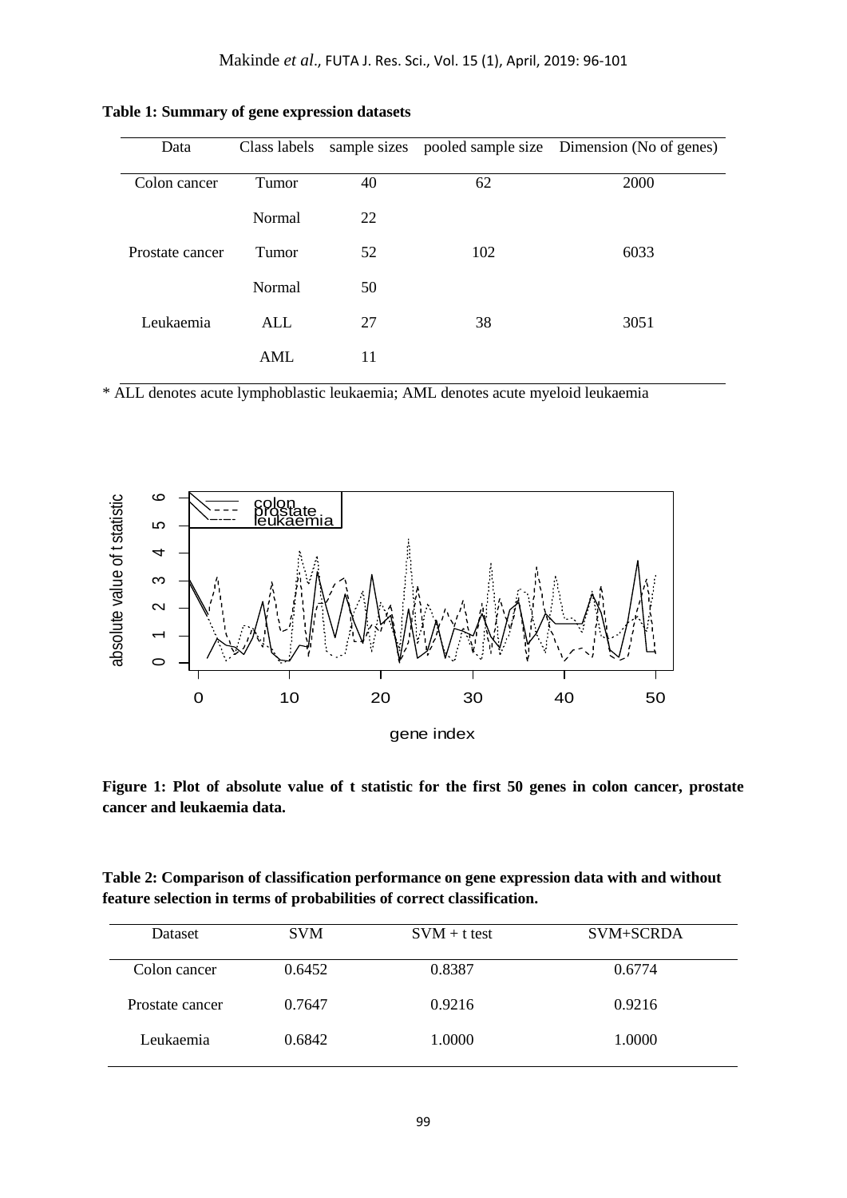**Table 1: Summary of gene expression datasets**

| Data | Class labels | sample sizes | pooled sample size | Dimension (No of genes) |
|---|---|---|---|---|
| Colon cancer | Tumor | 40 | 62 | 2000 |
| | Normal | 22 | | |
| Prostate cancer | Tumor | 52 | 102 | 6033 |
| | Normal | 50 | | |
| Leukaemia | ALL | 27 | 38 | 3051 |
| | AML | 11 | | |

* ALL denotes acute lymphoblastic leukaemia; AML denotes acute myeloid leukaemia

**Figure 1: Plot of absolute value of t statistic for the first 50 genes in colon cancer, prostate cancer and leukaemia data.**

**Table 2: Comparison of classification performance on gene expression data with and without feature selection in terms of probabilities of correct classification.**

| Dataset | SVM | SVM + t test | SVM+SCRDA |
|---|---|---|---|
| Colon cancer | 0.6452 | 0.8387 | 0.6774 |
| Prostate cancer | 0.7647 | 0.9216 | 0.9216 |
| Leukaemia | 0.6842 | 1.0000 | 1.0000 |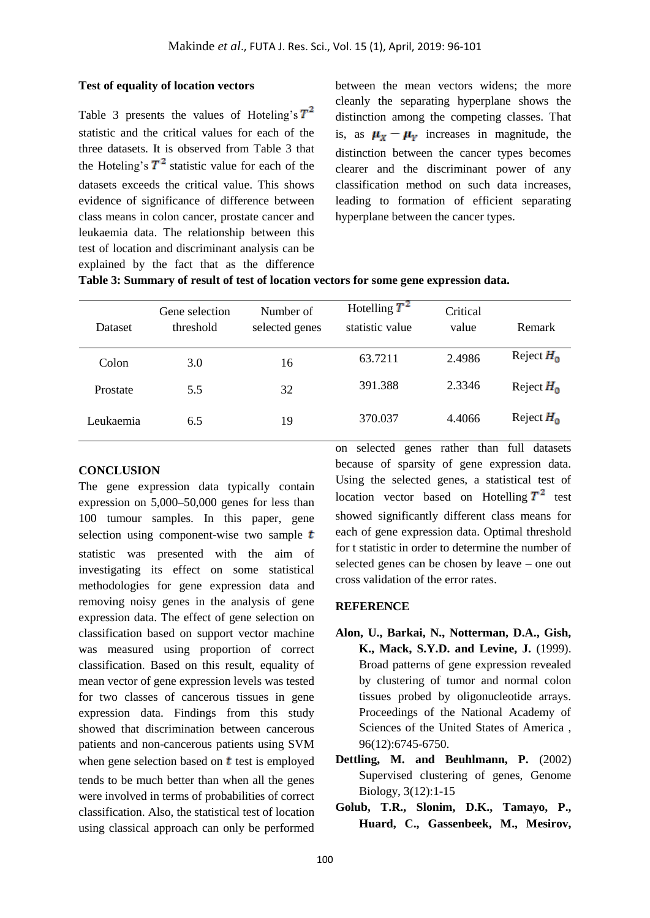### Test of equality of location vectors

Table 3 presents the values of Hoteling's $T^2$ statistic and the critical values for each of the three datasets. It is observed from Table 3 that the Hoteling's $T^2$ statistic value for each of the datasets exceeds the critical value. This shows evidence of significance of difference between class means in colon cancer, prostate cancer and leukaemia data. The relationship between this test of location and discriminant analysis can be explained by the fact that as the difference between the mean vectors widens; the more cleanly the separating hyperplane shows the distinction among the competing classes. That is, as $\mu_X - \mu_Y$ increases in magnitude, the distinction between the cancer types becomes clearer and the discriminant power of any classification method on such data increases, leading to formation of efficient separating hyperplane between the cancer types.

**Table 3: Summary of result of test of location vectors for some gene expression data.**

| Dataset | Gene selection threshold | Number of selected genes | Hotelling $T^2$ statistic value | Critical value | Remark |
|---|---|---|---|---|---|
| Colon | 3.0 | 16 | 63.7211 | 2.4986 | Reject $H_0$ |
| Prostate | 5.5 | 32 | 391.388 | 2.3346 | Reject $H_0$ |
| Leukaemia | 6.5 | 19 | 370.037 | 4.4066 | Reject $H_0$ |

### CONCLUSION

The gene expression data typically contain expression on 5,000–50,000 genes for less than 100 tumour samples. In this paper, gene selection using component-wise two sample $t$ statistic was presented with the aim of investigating its effect on some statistical methodologies for gene expression data and removing noisy genes in the analysis of gene expression data. The effect of gene selection on classification based on support vector machine was measured using proportion of correct classification. Based on this result, equality of mean vector of gene expression levels was tested for two classes of cancerous tissues in gene expression data. Findings from this study showed that discrimination between cancerous patients and non-cancerous patients using SVM when gene selection based on $t$ test is employed tends to be much better than when all the genes were involved in terms of probabilities of correct classification. Also, the statistical test of location using classical approach can only be performed on selected genes rather than full datasets because of sparsity of gene expression data. Using the selected genes, a statistical test of location vector based on Hotelling $T^2$ test showed significantly different class means for each of gene expression data. Optimal threshold for t statistic in order to determine the number of selected genes can be chosen by leave – one out cross validation of the error rates.

### REFERENCE

**Alon, U., Barkai, N., Notterman, D.A., Gish, K., Mack, S.Y.D. and Levine, J.** (1999). Broad patterns of gene expression revealed by clustering of tumor and normal colon tissues probed by oligonucleotide arrays. Proceedings of the National Academy of Sciences of the United States of America , 96(12):6745-6750.

**Dettling, M. and Beuhlmann, P.** (2002) Supervised clustering of genes, Genome Biology, 3(12):1-15

**Golub, T.R., Slonim, D.K., Tamayo, P., Huard, C., Gassenbeek, M., Mesirov,**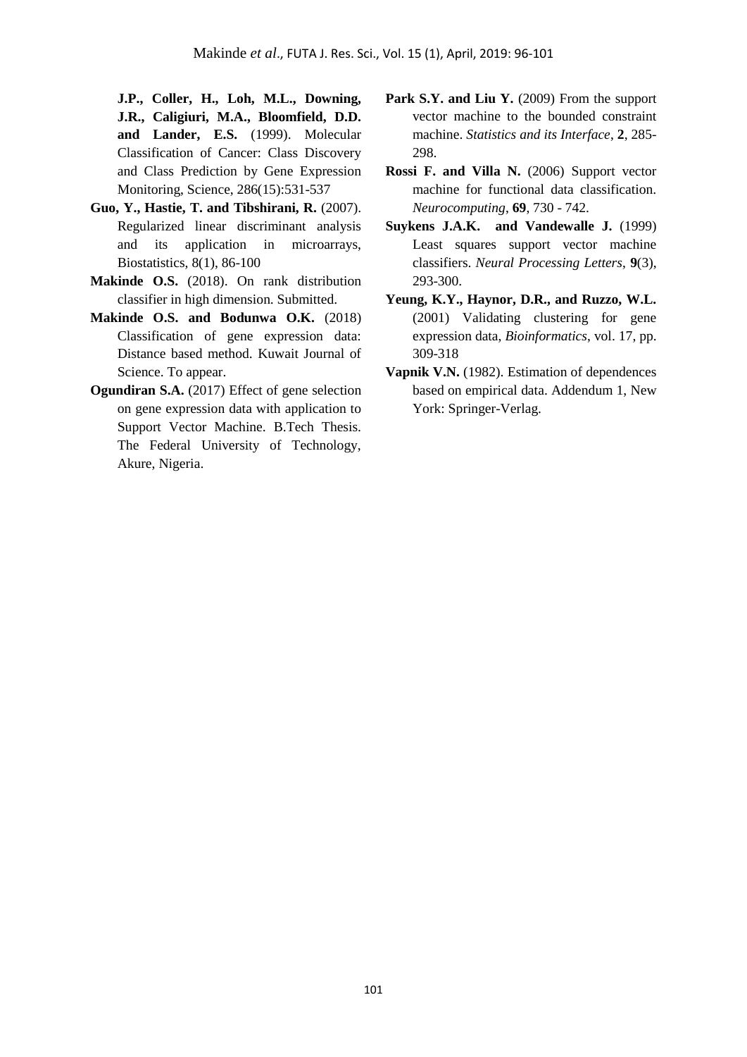**J.P., Coller, H., Loh, M.L., Downing, J.R., Caligiuri, M.A., Bloomfield, D.D. and Lander, E.S.** (1999). Molecular Classification of Cancer: Class Discovery and Class Prediction by Gene Expression Monitoring, Science, 286(15):531-537

**Guo, Y., Hastie, T. and Tibshirani, R.** (2007). Regularized linear discriminant analysis and its application in microarrays, Biostatistics, 8(1), 86-100

**Makinde O.S.** (2018). On rank distribution classifier in high dimension. Submitted.

**Makinde O.S. and Bodunwa O.K.** (2018) Classification of gene expression data: Distance based method. Kuwait Journal of Science. To appear.

**Ogundiran S.A.** (2017) Effect of gene selection on gene expression data with application to Support Vector Machine. B.Tech Thesis. The Federal University of Technology, Akure, Nigeria.

**Park S.Y. and Liu Y.** (2009) From the support vector machine to the bounded constraint machine. *Statistics and its Interface*, **2**, 285-298.

**Rossi F. and Villa N.** (2006) Support vector machine for functional data classification. *Neurocomputing*, **69**, 730 - 742.

**Suykens J.A.K. and Vandewalle J.** (1999) Least squares support vector machine classifiers. *Neural Processing Letters*, **9**(3), 293-300.

**Yeung, K.Y., Haynor, D.R., and Ruzzo, W.L.** (2001) Validating clustering for gene expression data, *Bioinformatics*, vol. 17, pp. 309-318

**Vapnik V.N.** (1982). Estimation of dependences based on empirical data. Addendum 1, New York: Springer-Verlag.